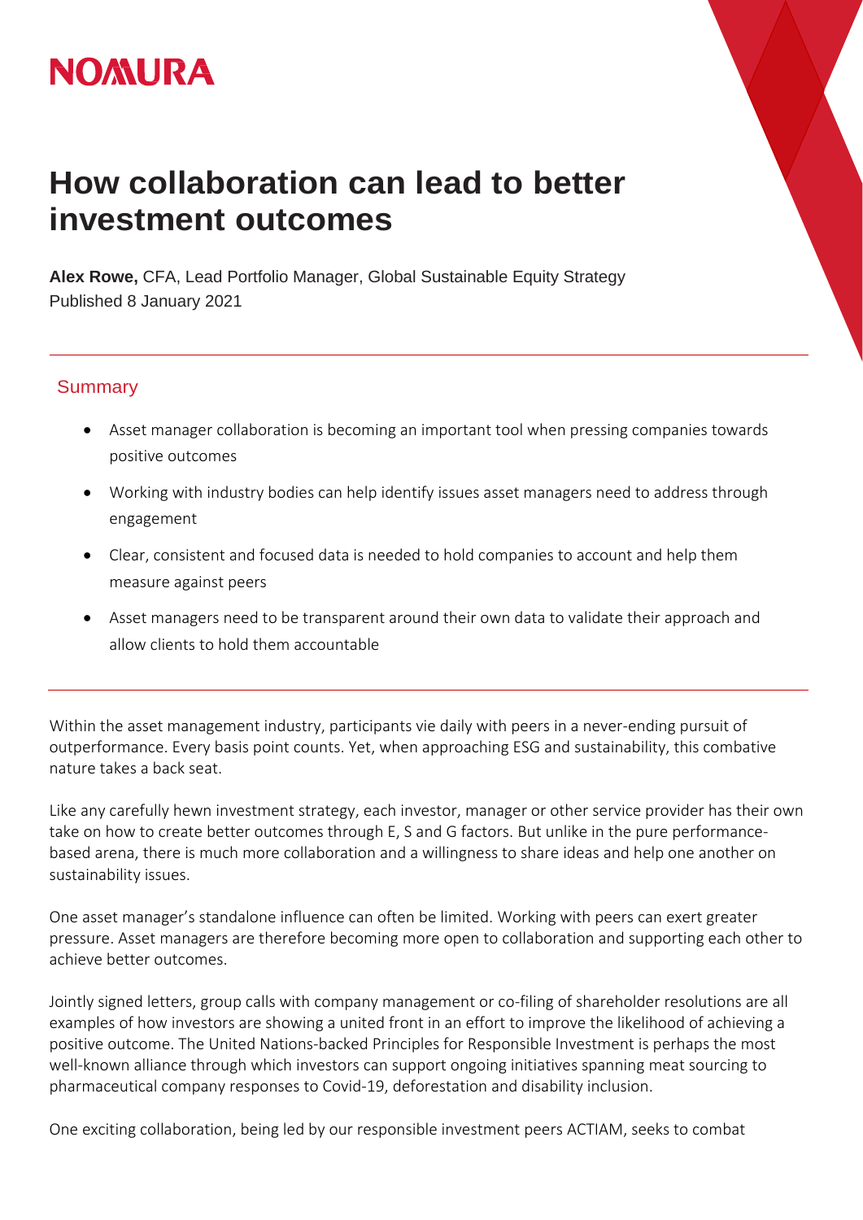NOMURA

# How collaboration can lead to better investment outcomes

**Alex Rowe,** CFA, Lead Portfolio Manager, Global Sustainable Equity Strategy
Published 8 January 2021

## Summary

- Asset manager collaboration is becoming an important tool when pressing companies towards positive outcomes
- Working with industry bodies can help identify issues asset managers need to address through engagement
- Clear, consistent and focused data is needed to hold companies to account and help them measure against peers
- Asset managers need to be transparent around their own data to validate their approach and allow clients to hold them accountable

Within the asset management industry, participants vie daily with peers in a never-ending pursuit of outperformance. Every basis point counts. Yet, when approaching ESG and sustainability, this combative nature takes a back seat.

Like any carefully hewn investment strategy, each investor, manager or other service provider has their own take on how to create better outcomes through E, S and G factors. But unlike in the pure performance-based arena, there is much more collaboration and a willingness to share ideas and help one another on sustainability issues.

One asset manager's standalone influence can often be limited. Working with peers can exert greater pressure. Asset managers are therefore becoming more open to collaboration and supporting each other to achieve better outcomes.

Jointly signed letters, group calls with company management or co-filing of shareholder resolutions are all examples of how investors are showing a united front in an effort to improve the likelihood of achieving a positive outcome. The United Nations-backed Principles for Responsible Investment is perhaps the most well-known alliance through which investors can support ongoing initiatives spanning meat sourcing to pharmaceutical company responses to Covid-19, deforestation and disability inclusion.

One exciting collaboration, being led by our responsible investment peers ACTIAM, seeks to combat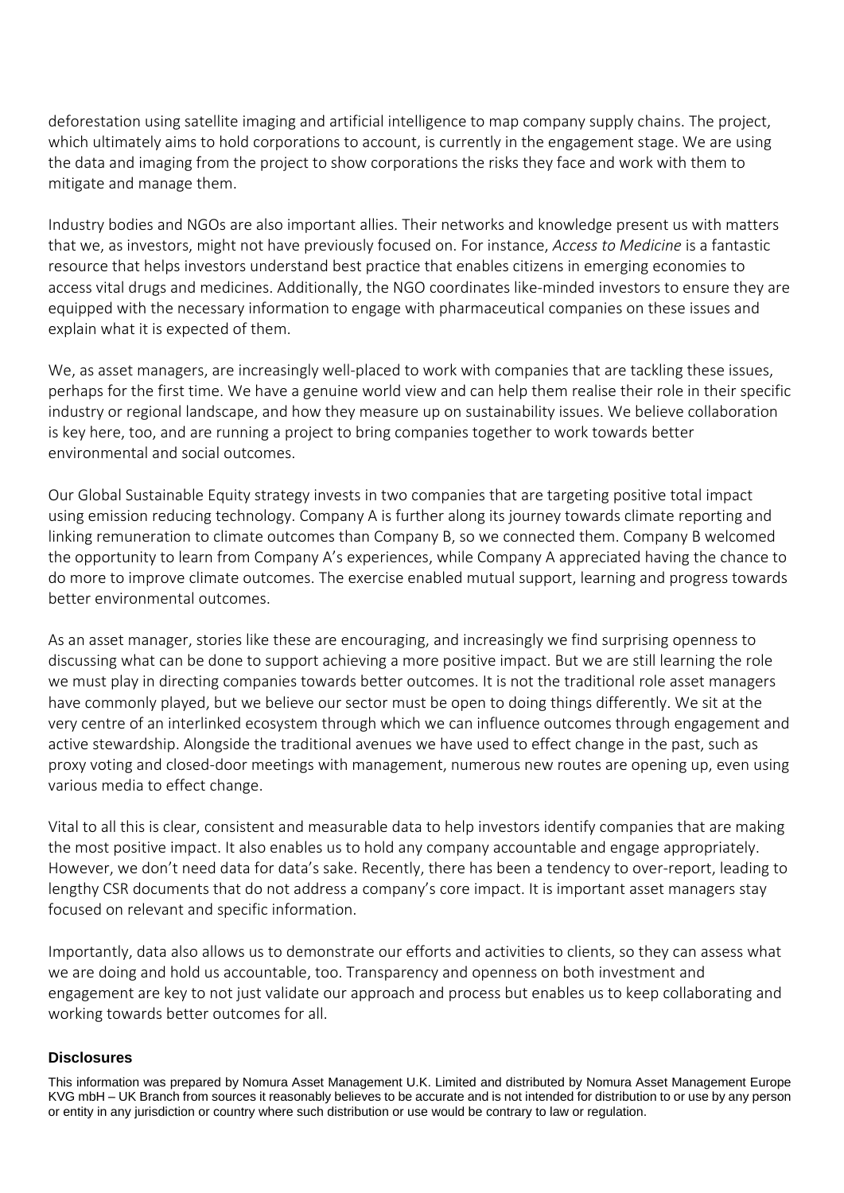deforestation using satellite imaging and artificial intelligence to map company supply chains. The project, which ultimately aims to hold corporations to account, is currently in the engagement stage. We are using the data and imaging from the project to show corporations the risks they face and work with them to mitigate and manage them.

Industry bodies and NGOs are also important allies. Their networks and knowledge present us with matters that we, as investors, might not have previously focused on. For instance, *Access to Medicine* is a fantastic resource that helps investors understand best practice that enables citizens in emerging economies to access vital drugs and medicines. Additionally, the NGO coordinates like-minded investors to ensure they are equipped with the necessary information to engage with pharmaceutical companies on these issues and explain what it is expected of them.

We, as asset managers, are increasingly well-placed to work with companies that are tackling these issues, perhaps for the first time. We have a genuine world view and can help them realise their role in their specific industry or regional landscape, and how they measure up on sustainability issues. We believe collaboration is key here, too, and are running a project to bring companies together to work towards better environmental and social outcomes.

Our Global Sustainable Equity strategy invests in two companies that are targeting positive total impact using emission reducing technology. Company A is further along its journey towards climate reporting and linking remuneration to climate outcomes than Company B, so we connected them. Company B welcomed the opportunity to learn from Company A's experiences, while Company A appreciated having the chance to do more to improve climate outcomes. The exercise enabled mutual support, learning and progress towards better environmental outcomes.

As an asset manager, stories like these are encouraging, and increasingly we find surprising openness to discussing what can be done to support achieving a more positive impact. But we are still learning the role we must play in directing companies towards better outcomes. It is not the traditional role asset managers have commonly played, but we believe our sector must be open to doing things differently. We sit at the very centre of an interlinked ecosystem through which we can influence outcomes through engagement and active stewardship. Alongside the traditional avenues we have used to effect change in the past, such as proxy voting and closed-door meetings with management, numerous new routes are opening up, even using various media to effect change.

Vital to all this is clear, consistent and measurable data to help investors identify companies that are making the most positive impact. It also enables us to hold any company accountable and engage appropriately. However, we don't need data for data's sake. Recently, there has been a tendency to over-report, leading to lengthy CSR documents that do not address a company's core impact. It is important asset managers stay focused on relevant and specific information.

Importantly, data also allows us to demonstrate our efforts and activities to clients, so they can assess what we are doing and hold us accountable, too. Transparency and openness on both investment and engagement are key to not just validate our approach and process but enables us to keep collaborating and working towards better outcomes for all.

**Disclosures**

This information was prepared by Nomura Asset Management U.K. Limited and distributed by Nomura Asset Management Europe KVG mbH – UK Branch from sources it reasonably believes to be accurate and is not intended for distribution to or use by any person or entity in any jurisdiction or country where such distribution or use would be contrary to law or regulation.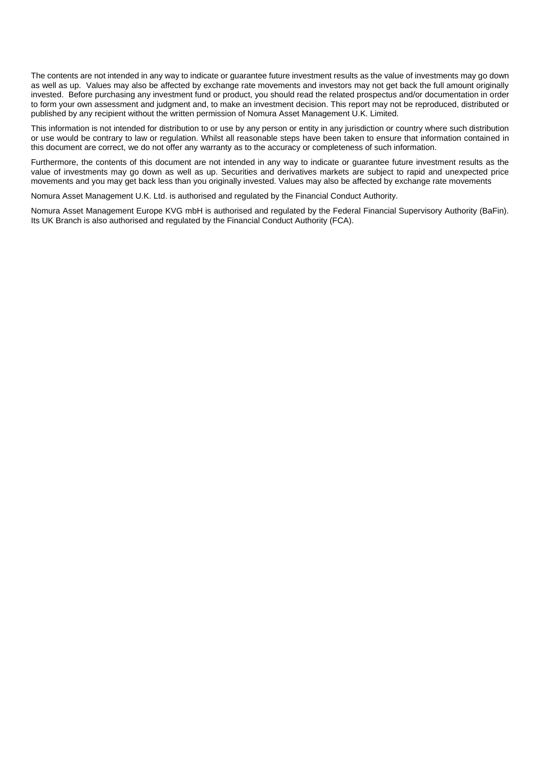The contents are not intended in any way to indicate or guarantee future investment results as the value of investments may go down as well as up. Values may also be affected by exchange rate movements and investors may not get back the full amount originally invested. Before purchasing any investment fund or product, you should read the related prospectus and/or documentation in order to form your own assessment and judgment and, to make an investment decision. This report may not be reproduced, distributed or published by any recipient without the written permission of Nomura Asset Management U.K. Limited.

This information is not intended for distribution to or use by any person or entity in any jurisdiction or country where such distribution or use would be contrary to law or regulation. Whilst all reasonable steps have been taken to ensure that information contained in this document are correct, we do not offer any warranty as to the accuracy or completeness of such information.

Furthermore, the contents of this document are not intended in any way to indicate or guarantee future investment results as the value of investments may go down as well as up. Securities and derivatives markets are subject to rapid and unexpected price movements and you may get back less than you originally invested. Values may also be affected by exchange rate movements

Nomura Asset Management U.K. Ltd. is authorised and regulated by the Financial Conduct Authority.

Nomura Asset Management Europe KVG mbH is authorised and regulated by the Federal Financial Supervisory Authority (BaFin). Its UK Branch is also authorised and regulated by the Financial Conduct Authority (FCA).